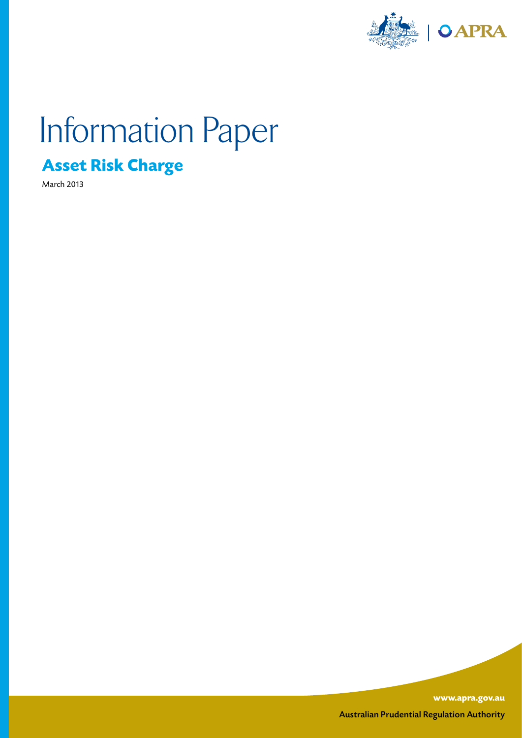# Information Paper

## Asset Risk Charge

March 2013

www.apra.gov.au

Australian Prudential Regulation Authority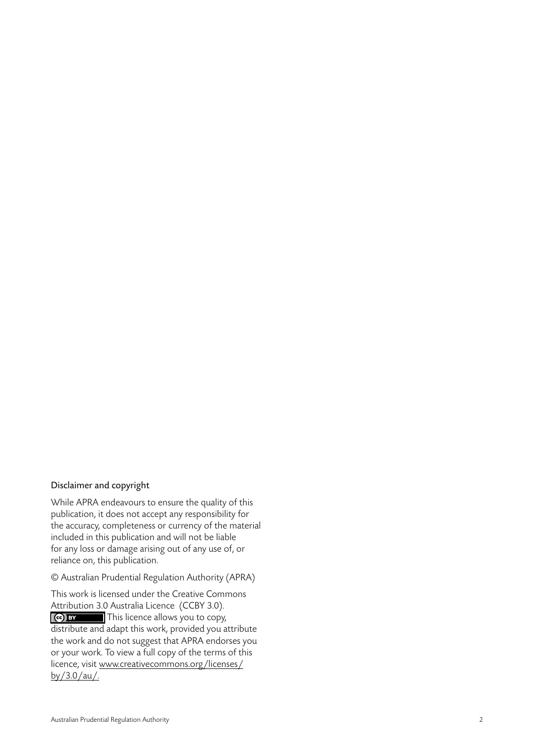## Disclaimer and copyright

While APRA endeavours to ensure the quality of this publication, it does not accept any responsibility for the accuracy, completeness or currency of the material included in this publication and will not be liable for any loss or damage arising out of any use of, or reliance on, this publication.

© Australian Prudential Regulation Authority (APRA)

This work is licensed under the Creative Commons Attribution 3.0 Australia Licence (CCBY 3.0). This licence allows you to copy, distribute and adapt this work, provided you attribute the work and do not suggest that APRA endorses you or your work. To view a full copy of the terms of this licence, visit www.creativecommons.org/licenses/by/3.0/au/.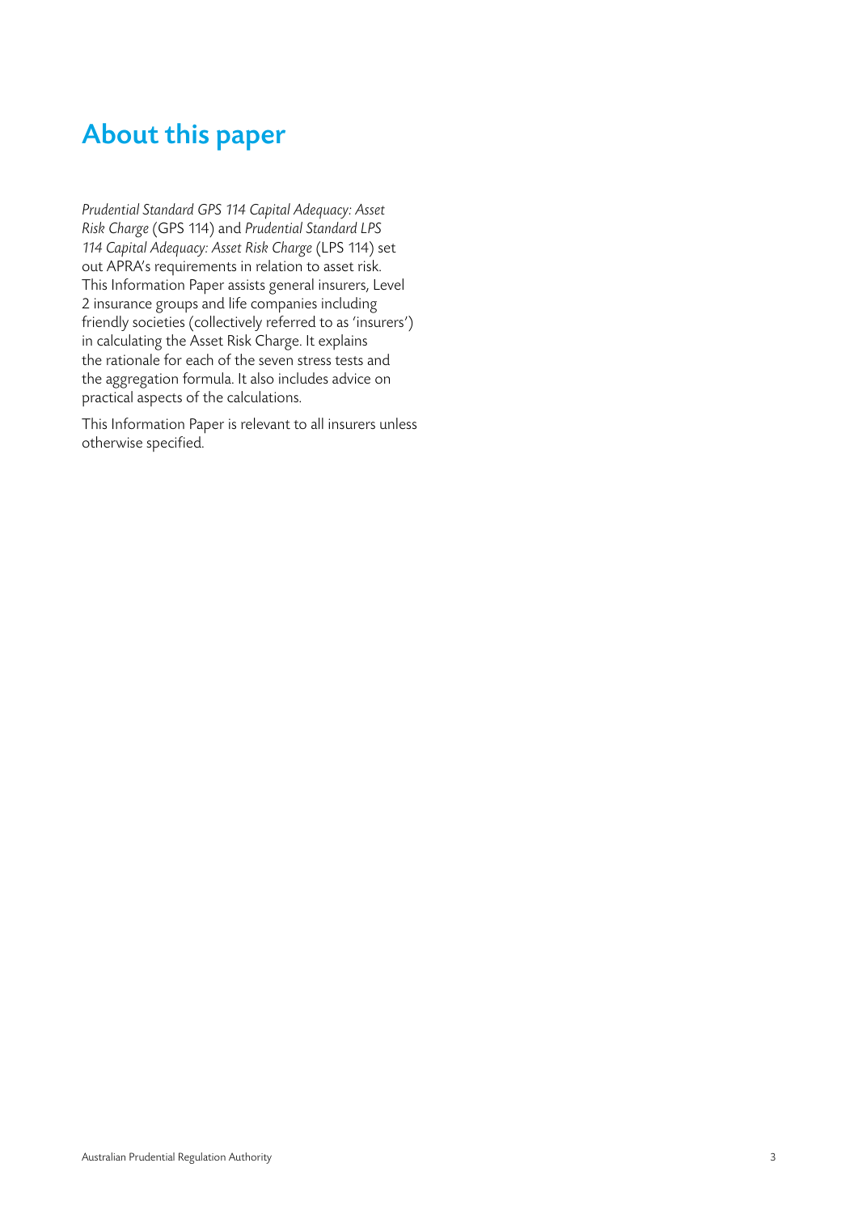# About this paper

*Prudential Standard GPS 114 Capital Adequacy: Asset Risk Charge* (GPS 114) and *Prudential Standard LPS 114 Capital Adequacy: Asset Risk Charge* (LPS 114) set out APRA's requirements in relation to asset risk. This Information Paper assists general insurers, Level 2 insurance groups and life companies including friendly societies (collectively referred to as 'insurers') in calculating the Asset Risk Charge. It explains the rationale for each of the seven stress tests and the aggregation formula. It also includes advice on practical aspects of the calculations.

This Information Paper is relevant to all insurers unless otherwise specified.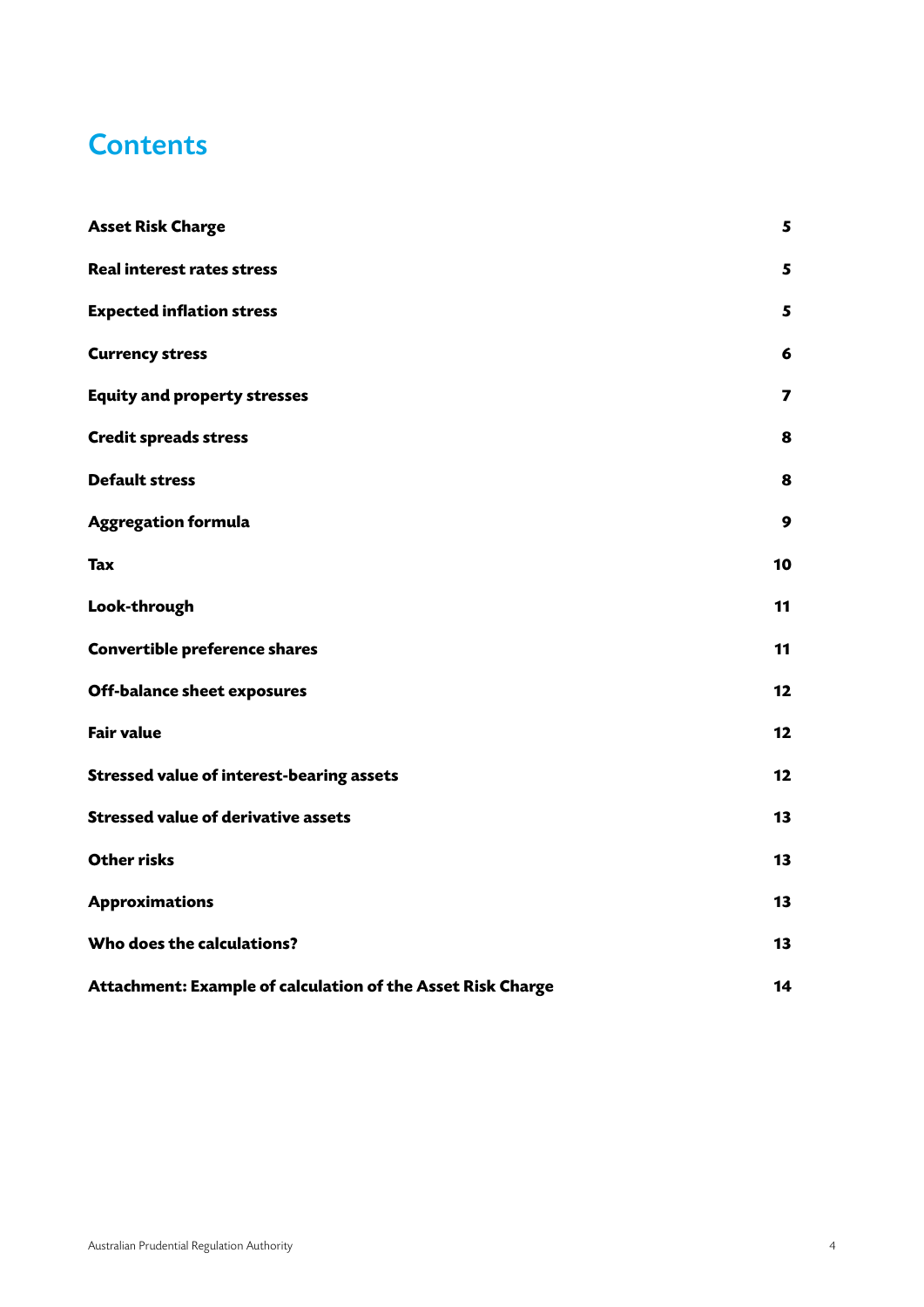# Contents

| | |
|---|---|
| **Asset Risk Charge** | **5** |
| **Real interest rates stress** | **5** |
| **Expected inflation stress** | **5** |
| **Currency stress** | **6** |
| **Equity and property stresses** | **7** |
| **Credit spreads stress** | **8** |
| **Default stress** | **8** |
| **Aggregation formula** | **9** |
| **Tax** | **10** |
| **Look-through** | **11** |
| **Convertible preference shares** | **11** |
| **Off-balance sheet exposures** | **12** |
| **Fair value** | **12** |
| **Stressed value of interest-bearing assets** | **12** |
| **Stressed value of derivative assets** | **13** |
| **Other risks** | **13** |
| **Approximations** | **13** |
| **Who does the calculations?** | **13** |
| **Attachment: Example of calculation of the Asset Risk Charge** | **14** |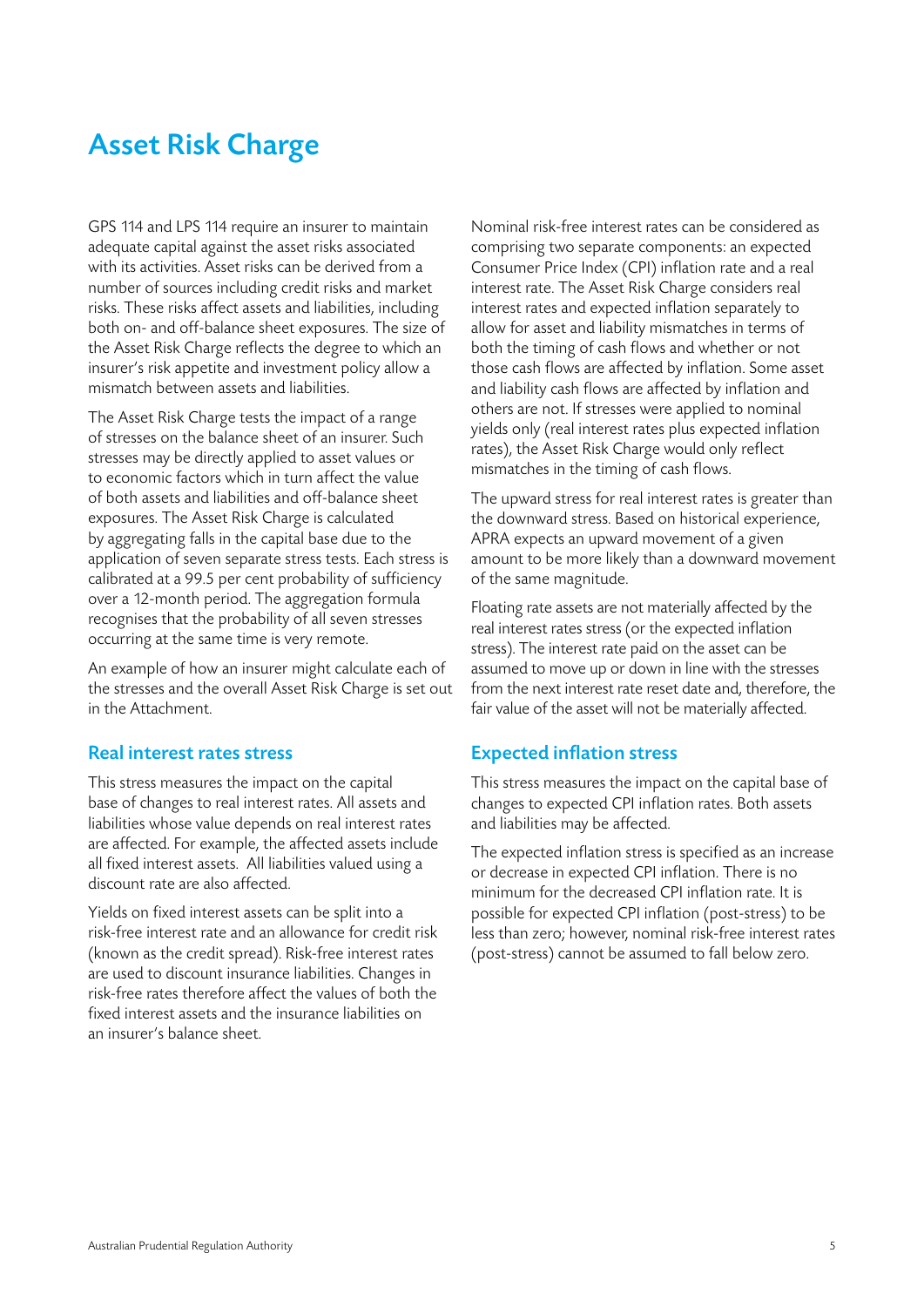# Asset Risk Charge

GPS 114 and LPS 114 require an insurer to maintain adequate capital against the asset risks associated with its activities. Asset risks can be derived from a number of sources including credit risks and market risks. These risks affect assets and liabilities, including both on- and off-balance sheet exposures. The size of the Asset Risk Charge reflects the degree to which an insurer's risk appetite and investment policy allow a mismatch between assets and liabilities.

The Asset Risk Charge tests the impact of a range of stresses on the balance sheet of an insurer. Such stresses may be directly applied to asset values or to economic factors which in turn affect the value of both assets and liabilities and off-balance sheet exposures. The Asset Risk Charge is calculated by aggregating falls in the capital base due to the application of seven separate stress tests. Each stress is calibrated at a 99.5 per cent probability of sufficiency over a 12-month period. The aggregation formula recognises that the probability of all seven stresses occurring at the same time is very remote.

An example of how an insurer might calculate each of the stresses and the overall Asset Risk Charge is set out in the Attachment.

## Real interest rates stress

This stress measures the impact on the capital base of changes to real interest rates. All assets and liabilities whose value depends on real interest rates are affected. For example, the affected assets include all fixed interest assets. All liabilities valued using a discount rate are also affected.

Yields on fixed interest assets can be split into a risk-free interest rate and an allowance for credit risk (known as the credit spread). Risk-free interest rates are used to discount insurance liabilities. Changes in risk-free rates therefore affect the values of both the fixed interest assets and the insurance liabilities on an insurer's balance sheet.

Nominal risk-free interest rates can be considered as comprising two separate components: an expected Consumer Price Index (CPI) inflation rate and a real interest rate. The Asset Risk Charge considers real interest rates and expected inflation separately to allow for asset and liability mismatches in terms of both the timing of cash flows and whether or not those cash flows are affected by inflation. Some asset and liability cash flows are affected by inflation and others are not. If stresses were applied to nominal yields only (real interest rates plus expected inflation rates), the Asset Risk Charge would only reflect mismatches in the timing of cash flows.

The upward stress for real interest rates is greater than the downward stress. Based on historical experience, APRA expects an upward movement of a given amount to be more likely than a downward movement of the same magnitude.

Floating rate assets are not materially affected by the real interest rates stress (or the expected inflation stress). The interest rate paid on the asset can be assumed to move up or down in line with the stresses from the next interest rate reset date and, therefore, the fair value of the asset will not be materially affected.

## Expected inflation stress

This stress measures the impact on the capital base of changes to expected CPI inflation rates. Both assets and liabilities may be affected.

The expected inflation stress is specified as an increase or decrease in expected CPI inflation. There is no minimum for the decreased CPI inflation rate. It is possible for expected CPI inflation (post-stress) to be less than zero; however, nominal risk-free interest rates (post-stress) cannot be assumed to fall below zero.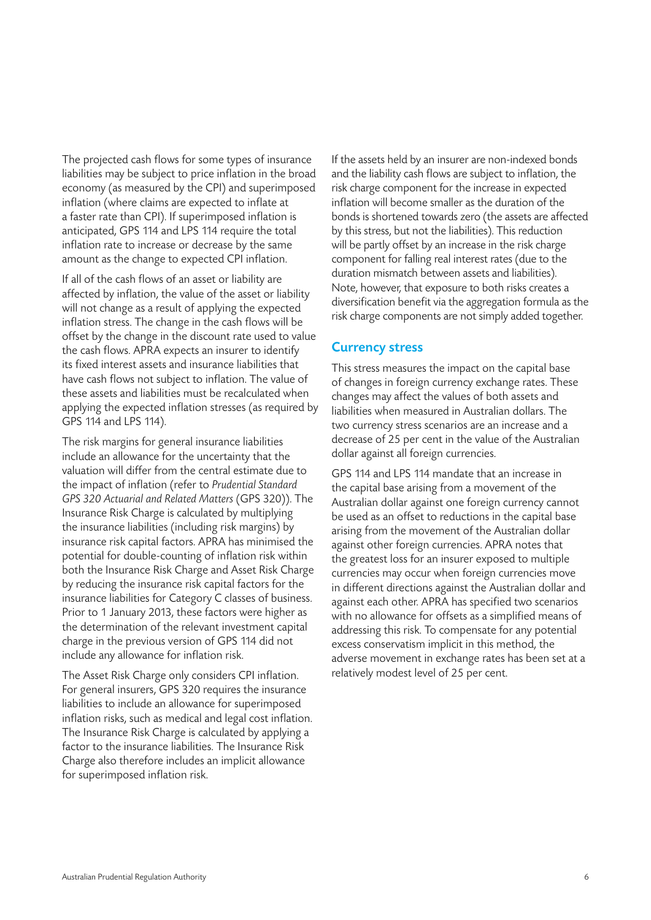The projected cash flows for some types of insurance liabilities may be subject to price inflation in the broad economy (as measured by the CPI) and superimposed inflation (where claims are expected to inflate at a faster rate than CPI). If superimposed inflation is anticipated, GPS 114 and LPS 114 require the total inflation rate to increase or decrease by the same amount as the change to expected CPI inflation.

If all of the cash flows of an asset or liability are affected by inflation, the value of the asset or liability will not change as a result of applying the expected inflation stress. The change in the cash flows will be offset by the change in the discount rate used to value the cash flows. APRA expects an insurer to identify its fixed interest assets and insurance liabilities that have cash flows not subject to inflation. The value of these assets and liabilities must be recalculated when applying the expected inflation stresses (as required by GPS 114 and LPS 114).

The risk margins for general insurance liabilities include an allowance for the uncertainty that the valuation will differ from the central estimate due to the impact of inflation (refer to *Prudential Standard GPS 320 Actuarial and Related Matters* (GPS 320)). The Insurance Risk Charge is calculated by multiplying the insurance liabilities (including risk margins) by insurance risk capital factors. APRA has minimised the potential for double-counting of inflation risk within both the Insurance Risk Charge and Asset Risk Charge by reducing the insurance risk capital factors for the insurance liabilities for Category C classes of business. Prior to 1 January 2013, these factors were higher as the determination of the relevant investment capital charge in the previous version of GPS 114 did not include any allowance for inflation risk.

The Asset Risk Charge only considers CPI inflation. For general insurers, GPS 320 requires the insurance liabilities to include an allowance for superimposed inflation risks, such as medical and legal cost inflation. The Insurance Risk Charge is calculated by applying a factor to the insurance liabilities. The Insurance Risk Charge also therefore includes an implicit allowance for superimposed inflation risk.

If the assets held by an insurer are non-indexed bonds and the liability cash flows are subject to inflation, the risk charge component for the increase in expected inflation will become smaller as the duration of the bonds is shortened towards zero (the assets are affected by this stress, but not the liabilities). This reduction will be partly offset by an increase in the risk charge component for falling real interest rates (due to the duration mismatch between assets and liabilities). Note, however, that exposure to both risks creates a diversification benefit via the aggregation formula as the risk charge components are not simply added together.

## Currency stress

This stress measures the impact on the capital base of changes in foreign currency exchange rates. These changes may affect the values of both assets and liabilities when measured in Australian dollars. The two currency stress scenarios are an increase and a decrease of 25 per cent in the value of the Australian dollar against all foreign currencies.

GPS 114 and LPS 114 mandate that an increase in the capital base arising from a movement of the Australian dollar against one foreign currency cannot be used as an offset to reductions in the capital base arising from the movement of the Australian dollar against other foreign currencies. APRA notes that the greatest loss for an insurer exposed to multiple currencies may occur when foreign currencies move in different directions against the Australian dollar and against each other. APRA has specified two scenarios with no allowance for offsets as a simplified means of addressing this risk. To compensate for any potential excess conservatism implicit in this method, the adverse movement in exchange rates has been set at a relatively modest level of 25 per cent.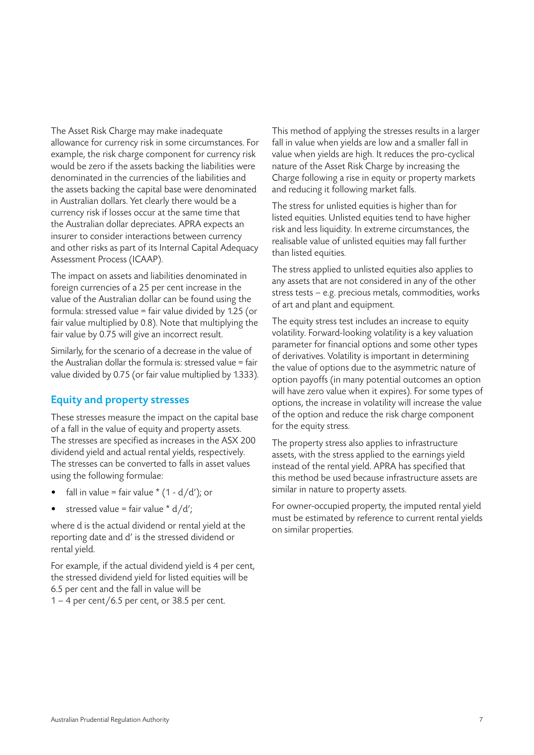The Asset Risk Charge may make inadequate allowance for currency risk in some circumstances. For example, the risk charge component for currency risk would be zero if the assets backing the liabilities were denominated in the currencies of the liabilities and the assets backing the capital base were denominated in Australian dollars. Yet clearly there would be a currency risk if losses occur at the same time that the Australian dollar depreciates. APRA expects an insurer to consider interactions between currency and other risks as part of its Internal Capital Adequacy Assessment Process (ICAAP).

The impact on assets and liabilities denominated in foreign currencies of a 25 per cent increase in the value of the Australian dollar can be found using the formula: stressed value = fair value divided by 1.25 (or fair value multiplied by 0.8). Note that multiplying the fair value by 0.75 will give an incorrect result.

Similarly, for the scenario of a decrease in the value of the Australian dollar the formula is: stressed value = fair value divided by 0.75 (or fair value multiplied by 1.333).

## Equity and property stresses

These stresses measure the impact on the capital base of a fall in the value of equity and property assets. The stresses are specified as increases in the ASX 200 dividend yield and actual rental yields, respectively. The stresses can be converted to falls in asset values using the following formulae:

- fall in value = fair value * $(1 - d/d')$; or
- stressed value = fair value * $d/d'$;

where d is the actual dividend or rental yield at the reporting date and d' is the stressed dividend or rental yield.

For example, if the actual dividend yield is 4 per cent, the stressed dividend yield for listed equities will be 6.5 per cent and the fall in value will be 1 – 4 per cent/6.5 per cent, or 38.5 per cent.

This method of applying the stresses results in a larger fall in value when yields are low and a smaller fall in value when yields are high. It reduces the pro-cyclical nature of the Asset Risk Charge by increasing the Charge following a rise in equity or property markets and reducing it following market falls.

The stress for unlisted equities is higher than for listed equities. Unlisted equities tend to have higher risk and less liquidity. In extreme circumstances, the realisable value of unlisted equities may fall further than listed equities.

The stress applied to unlisted equities also applies to any assets that are not considered in any of the other stress tests – e.g. precious metals, commodities, works of art and plant and equipment.

The equity stress test includes an increase to equity volatility. Forward-looking volatility is a key valuation parameter for financial options and some other types of derivatives. Volatility is important in determining the value of options due to the asymmetric nature of option payoffs (in many potential outcomes an option will have zero value when it expires). For some types of options, the increase in volatility will increase the value of the option and reduce the risk charge component for the equity stress.

The property stress also applies to infrastructure assets, with the stress applied to the earnings yield instead of the rental yield. APRA has specified that this method be used because infrastructure assets are similar in nature to property assets.

For owner-occupied property, the imputed rental yield must be estimated by reference to current rental yields on similar properties.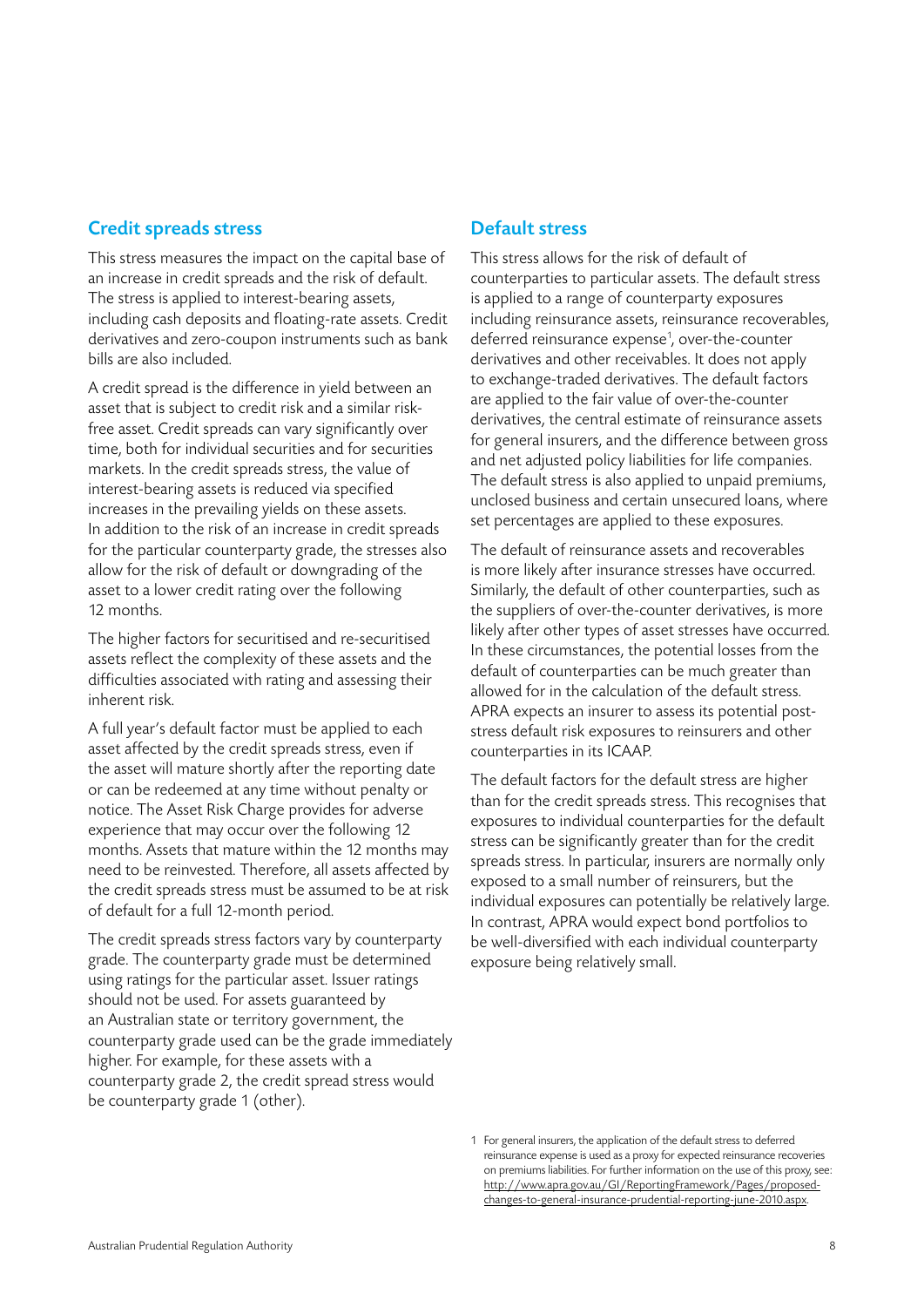## Credit spreads stress

This stress measures the impact on the capital base of an increase in credit spreads and the risk of default. The stress is applied to interest-bearing assets, including cash deposits and floating-rate assets. Credit derivatives and zero-coupon instruments such as bank bills are also included.

A credit spread is the difference in yield between an asset that is subject to credit risk and a similar risk-free asset. Credit spreads can vary significantly over time, both for individual securities and for securities markets. In the credit spreads stress, the value of interest-bearing assets is reduced via specified increases in the prevailing yields on these assets. In addition to the risk of an increase in credit spreads for the particular counterparty grade, the stresses also allow for the risk of default or downgrading of the asset to a lower credit rating over the following 12 months.

The higher factors for securitised and re-securitised assets reflect the complexity of these assets and the difficulties associated with rating and assessing their inherent risk.

A full year's default factor must be applied to each asset affected by the credit spreads stress, even if the asset will mature shortly after the reporting date or can be redeemed at any time without penalty or notice. The Asset Risk Charge provides for adverse experience that may occur over the following 12 months. Assets that mature within the 12 months may need to be reinvested. Therefore, all assets affected by the credit spreads stress must be assumed to be at risk of default for a full 12-month period.

The credit spreads stress factors vary by counterparty grade. The counterparty grade must be determined using ratings for the particular asset. Issuer ratings should not be used. For assets guaranteed by an Australian state or territory government, the counterparty grade used can be the grade immediately higher. For example, for these assets with a counterparty grade 2, the credit spread stress would be counterparty grade 1 (other).

## Default stress

This stress allows for the risk of default of counterparties to particular assets. The default stress is applied to a range of counterparty exposures including reinsurance assets, reinsurance recoverables, deferred reinsurance expense[1], over-the-counter derivatives and other receivables. It does not apply to exchange-traded derivatives. The default factors are applied to the fair value of over-the-counter derivatives, the central estimate of reinsurance assets for general insurers, and the difference between gross and net adjusted policy liabilities for life companies. The default stress is also applied to unpaid premiums, unclosed business and certain unsecured loans, where set percentages are applied to these exposures.

The default of reinsurance assets and recoverables is more likely after insurance stresses have occurred. Similarly, the default of other counterparties, such as the suppliers of over-the-counter derivatives, is more likely after other types of asset stresses have occurred. In these circumstances, the potential losses from the default of counterparties can be much greater than allowed for in the calculation of the default stress. APRA expects an insurer to assess its potential post-stress default risk exposures to reinsurers and other counterparties in its ICAAP.

The default factors for the default stress are higher than for the credit spreads stress. This recognises that exposures to individual counterparties for the default stress can be significantly greater than for the credit spreads stress. In particular, insurers are normally only exposed to a small number of reinsurers, but the individual exposures can potentially be relatively large. In contrast, APRA would expect bond portfolios to be well-diversified with each individual counterparty exposure being relatively small.

1 For general insurers, the application of the default stress to deferred reinsurance expense is used as a proxy for expected reinsurance recoveries on premiums liabilities. For further information on the use of this proxy, see: http://www.apra.gov.au/GI/ReportingFramework/Pages/proposed-changes-to-general-insurance-prudential-reporting-june-2010.aspx.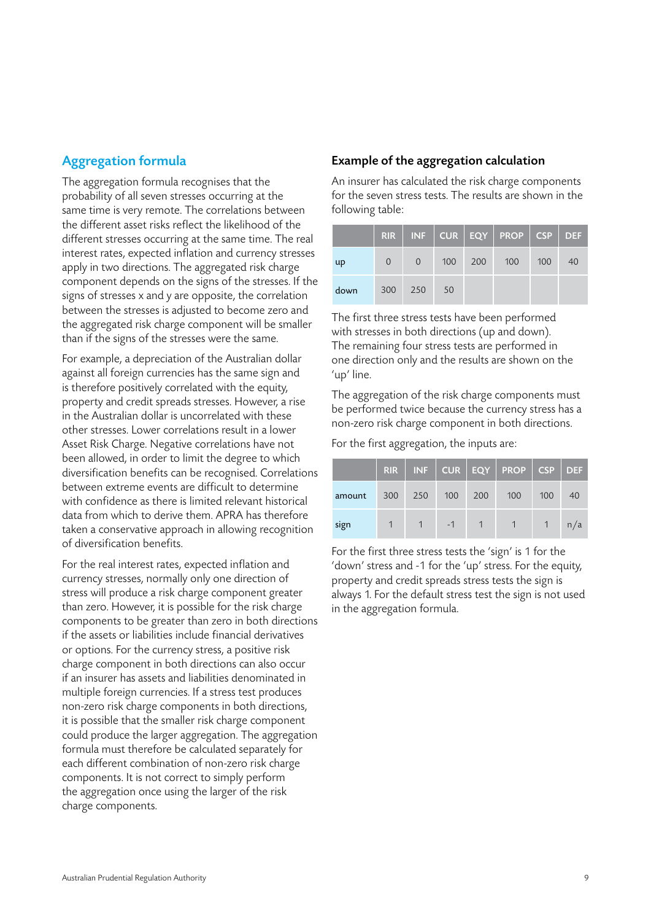## Aggregation formula

The aggregation formula recognises that the probability of all seven stresses occurring at the same time is very remote. The correlations between the different asset risks reflect the likelihood of the different stresses occurring at the same time. The real interest rates, expected inflation and currency stresses apply in two directions. The aggregated risk charge component depends on the signs of the stresses. If the signs of stresses x and y are opposite, the correlation between the stresses is adjusted to become zero and the aggregated risk charge component will be smaller than if the signs of the stresses were the same.

For example, a depreciation of the Australian dollar against all foreign currencies has the same sign and is therefore positively correlated with the equity, property and credit spreads stresses. However, a rise in the Australian dollar is uncorrelated with these other stresses. Lower correlations result in a lower Asset Risk Charge. Negative correlations have not been allowed, in order to limit the degree to which diversification benefits can be recognised. Correlations between extreme events are difficult to determine with confidence as there is limited relevant historical data from which to derive them. APRA has therefore taken a conservative approach in allowing recognition of diversification benefits.

For the real interest rates, expected inflation and currency stresses, normally only one direction of stress will produce a risk charge component greater than zero. However, it is possible for the risk charge components to be greater than zero in both directions if the assets or liabilities include financial derivatives or options. For the currency stress, a positive risk charge component in both directions can also occur if an insurer has assets and liabilities denominated in multiple foreign currencies. If a stress test produces non-zero risk charge components in both directions, it is possible that the smaller risk charge component could produce the larger aggregation. The aggregation formula must therefore be calculated separately for each different combination of non-zero risk charge components. It is not correct to simply perform the aggregation once using the larger of the risk charge components.

### Example of the aggregation calculation

An insurer has calculated the risk charge components for the seven stress tests. The results are shown in the following table:

| | RIR | INF | CUR | EQY | PROP | CSP | DEF |
|---|---|---|---|---|---|---|---|
| up | 0 | 0 | 100 | 200 | 100 | 100 | 40 |
| down | 300 | 250 | 50 | | | | |

The first three stress tests have been performed with stresses in both directions (up and down). The remaining four stress tests are performed in one direction only and the results are shown on the 'up' line.

The aggregation of the risk charge components must be performed twice because the currency stress has a non-zero risk charge component in both directions.

For the first aggregation, the inputs are:

| | RIR | INF | CUR | EQY | PROP | CSP | DEF |
|---|---|---|---|---|---|---|---|
| amount | 300 | 250 | 100 | 200 | 100 | 100 | 40 |
| sign | 1 | 1 | -1 | 1 | 1 | 1 | n/a |

For the first three stress tests the 'sign' is 1 for the 'down' stress and -1 for the 'up' stress. For the equity, property and credit spreads stress tests the sign is always 1. For the default stress test the sign is not used in the aggregation formula.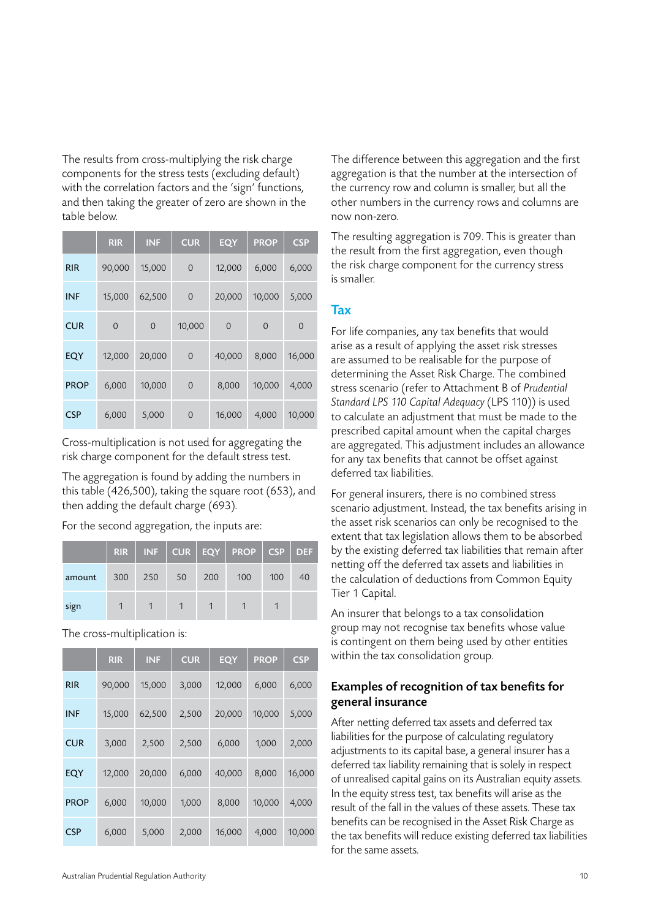The results from cross-multiplying the risk charge components for the stress tests (excluding default) with the correlation factors and the 'sign' functions, and then taking the greater of zero are shown in the table below.

| | RIR | INF | CUR | EQY | PROP | CSP |
|---|---|---|---|---|---|---|
| RIR | 90,000 | 15,000 | 0 | 12,000 | 6,000 | 6,000 |
| INF | 15,000 | 62,500 | 0 | 20,000 | 10,000 | 5,000 |
| CUR | 0 | 0 | 10,000 | 0 | 0 | 0 |
| EQY | 12,000 | 20,000 | 0 | 40,000 | 8,000 | 16,000 |
| PROP | 6,000 | 10,000 | 0 | 8,000 | 10,000 | 4,000 |
| CSP | 6,000 | 5,000 | 0 | 16,000 | 4,000 | 10,000 |

Cross-multiplication is not used for aggregating the risk charge component for the default stress test.

The aggregation is found by adding the numbers in this table (426,500), taking the square root (653), and then adding the default charge (693).

For the second aggregation, the inputs are:

| | RIR | INF | CUR | EQY | PROP | CSP | DEF |
|---|---|---|---|---|---|---|---|
| amount | 300 | 250 | 50 | 200 | 100 | 100 | 40 |
| sign | 1 | 1 | 1 | 1 | 1 | 1 | |

The cross-multiplication is:

| | RIR | INF | CUR | EQY | PROP | CSP |
|---|---|---|---|---|---|---|
| RIR | 90,000 | 15,000 | 3,000 | 12,000 | 6,000 | 6,000 |
| INF | 15,000 | 62,500 | 2,500 | 20,000 | 10,000 | 5,000 |
| CUR | 3,000 | 2,500 | 2,500 | 6,000 | 1,000 | 2,000 |
| EQY | 12,000 | 20,000 | 6,000 | 40,000 | 8,000 | 16,000 |
| PROP | 6,000 | 10,000 | 1,000 | 8,000 | 10,000 | 4,000 |
| CSP | 6,000 | 5,000 | 2,000 | 16,000 | 4,000 | 10,000 |

The difference between this aggregation and the first aggregation is that the number at the intersection of the currency row and column is smaller, but all the other numbers in the currency rows and columns are now non-zero.

The resulting aggregation is 709. This is greater than the result from the first aggregation, even though the risk charge component for the currency stress is smaller.

## Tax

For life companies, any tax benefits that would arise as a result of applying the asset risk stresses are assumed to be realisable for the purpose of determining the Asset Risk Charge. The combined stress scenario (refer to Attachment B of *Prudential Standard LPS 110 Capital Adequacy* (LPS 110)) is used to calculate an adjustment that must be made to the prescribed capital amount when the capital charges are aggregated. This adjustment includes an allowance for any tax benefits that cannot be offset against deferred tax liabilities.

For general insurers, there is no combined stress scenario adjustment. Instead, the tax benefits arising in the asset risk scenarios can only be recognised to the extent that tax legislation allows them to be absorbed by the existing deferred tax liabilities that remain after netting off the deferred tax assets and liabilities in the calculation of deductions from Common Equity Tier 1 Capital.

An insurer that belongs to a tax consolidation group may not recognise tax benefits whose value is contingent on them being used by other entities within the tax consolidation group.

### Examples of recognition of tax benefits for general insurance

After netting deferred tax assets and deferred tax liabilities for the purpose of calculating regulatory adjustments to its capital base, a general insurer has a deferred tax liability remaining that is solely in respect of unrealised capital gains on its Australian equity assets. In the equity stress test, tax benefits will arise as the result of the fall in the values of these assets. These tax benefits can be recognised in the Asset Risk Charge as the tax benefits will reduce existing deferred tax liabilities for the same assets.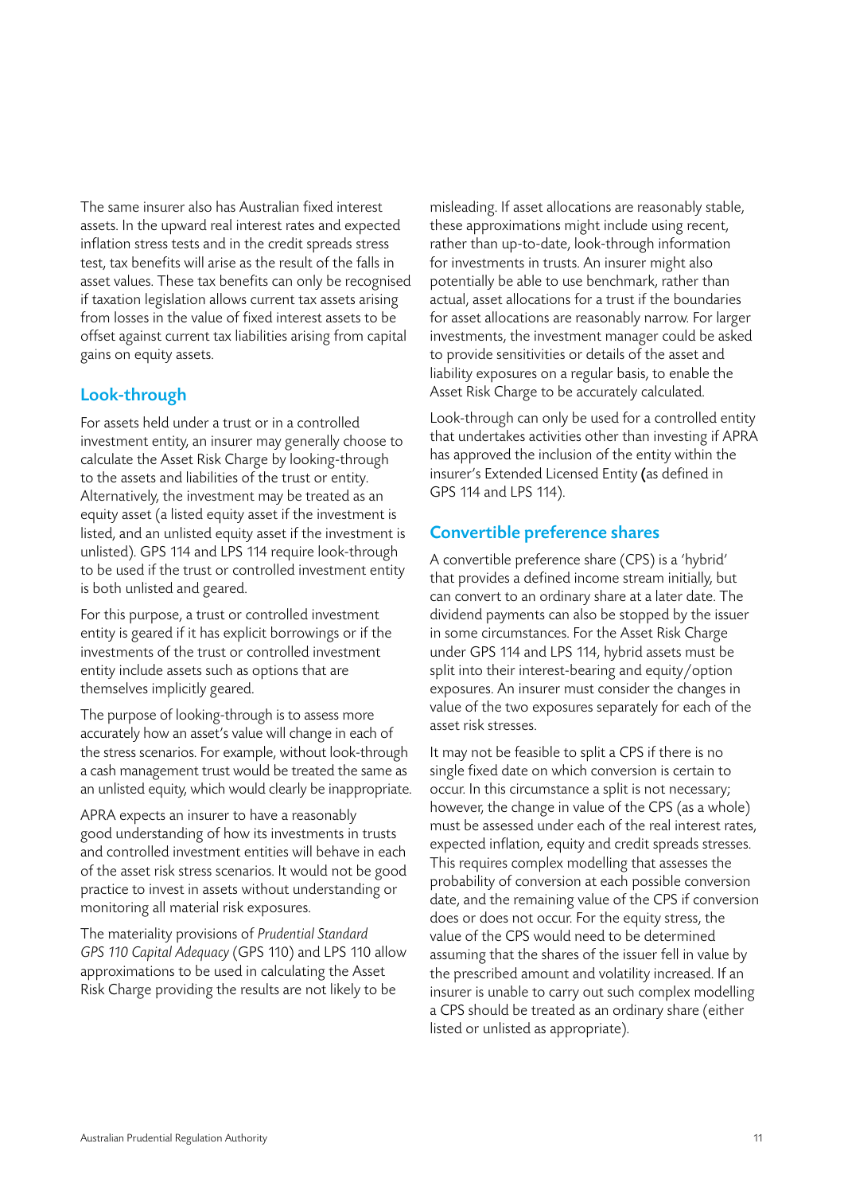The same insurer also has Australian fixed interest assets. In the upward real interest rates and expected inflation stress tests and in the credit spreads stress test, tax benefits will arise as the result of the falls in asset values. These tax benefits can only be recognised if taxation legislation allows current tax assets arising from losses in the value of fixed interest assets to be offset against current tax liabilities arising from capital gains on equity assets.

## Look-through

For assets held under a trust or in a controlled investment entity, an insurer may generally choose to calculate the Asset Risk Charge by looking-through to the assets and liabilities of the trust or entity. Alternatively, the investment may be treated as an equity asset (a listed equity asset if the investment is listed, and an unlisted equity asset if the investment is unlisted). GPS 114 and LPS 114 require look-through to be used if the trust or controlled investment entity is both unlisted and geared.

For this purpose, a trust or controlled investment entity is geared if it has explicit borrowings or if the investments of the trust or controlled investment entity include assets such as options that are themselves implicitly geared.

The purpose of looking-through is to assess more accurately how an asset's value will change in each of the stress scenarios. For example, without look-through a cash management trust would be treated the same as an unlisted equity, which would clearly be inappropriate.

APRA expects an insurer to have a reasonably good understanding of how its investments in trusts and controlled investment entities will behave in each of the asset risk stress scenarios. It would not be good practice to invest in assets without understanding or monitoring all material risk exposures.

The materiality provisions of *Prudential Standard GPS 110 Capital Adequacy* (GPS 110) and LPS 110 allow approximations to be used in calculating the Asset Risk Charge providing the results are not likely to be misleading. If asset allocations are reasonably stable, these approximations might include using recent, rather than up-to-date, look-through information for investments in trusts. An insurer might also potentially be able to use benchmark, rather than actual, asset allocations for a trust if the boundaries for asset allocations are reasonably narrow. For larger investments, the investment manager could be asked to provide sensitivities or details of the asset and liability exposures on a regular basis, to enable the Asset Risk Charge to be accurately calculated.

Look-through can only be used for a controlled entity that undertakes activities other than investing if APRA has approved the inclusion of the entity within the insurer's Extended Licensed Entity (as defined in GPS 114 and LPS 114).

## Convertible preference shares

A convertible preference share (CPS) is a 'hybrid' that provides a defined income stream initially, but can convert to an ordinary share at a later date. The dividend payments can also be stopped by the issuer in some circumstances. For the Asset Risk Charge under GPS 114 and LPS 114, hybrid assets must be split into their interest-bearing and equity/option exposures. An insurer must consider the changes in value of the two exposures separately for each of the asset risk stresses.

It may not be feasible to split a CPS if there is no single fixed date on which conversion is certain to occur. In this circumstance a split is not necessary; however, the change in value of the CPS (as a whole) must be assessed under each of the real interest rates, expected inflation, equity and credit spreads stresses. This requires complex modelling that assesses the probability of conversion at each possible conversion date, and the remaining value of the CPS if conversion does or does not occur. For the equity stress, the value of the CPS would need to be determined assuming that the shares of the issuer fell in value by the prescribed amount and volatility increased. If an insurer is unable to carry out such complex modelling a CPS should be treated as an ordinary share (either listed or unlisted as appropriate).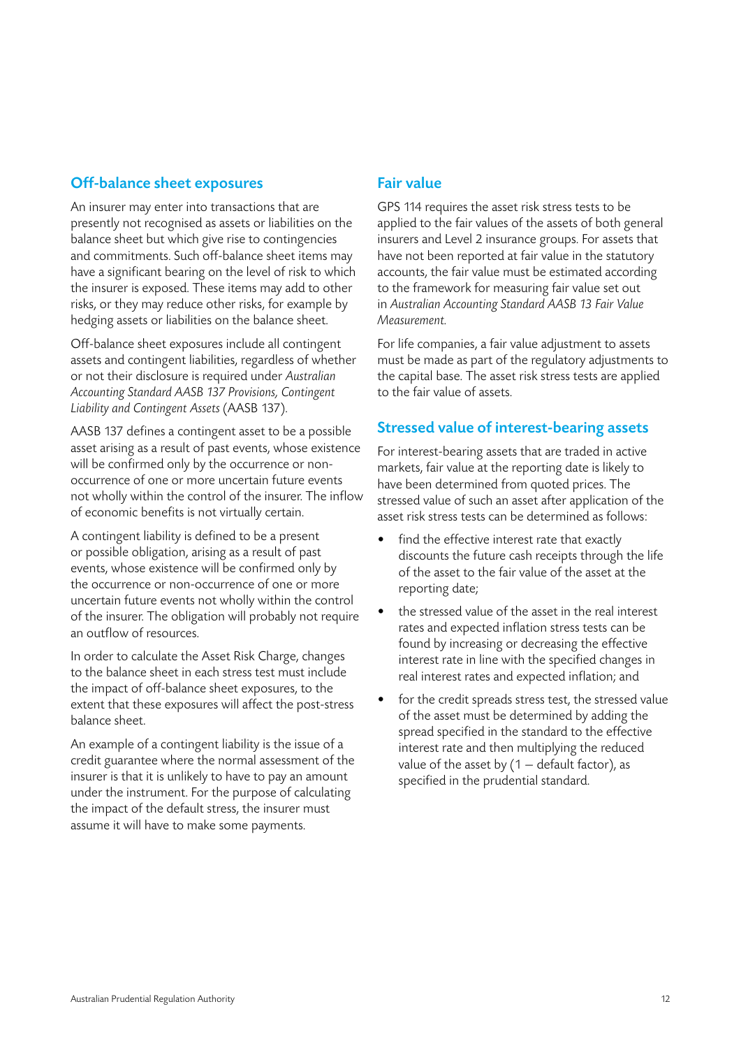## Off-balance sheet exposures

An insurer may enter into transactions that are presently not recognised as assets or liabilities on the balance sheet but which give rise to contingencies and commitments. Such off-balance sheet items may have a significant bearing on the level of risk to which the insurer is exposed. These items may add to other risks, or they may reduce other risks, for example by hedging assets or liabilities on the balance sheet.

Off-balance sheet exposures include all contingent assets and contingent liabilities, regardless of whether or not their disclosure is required under *Australian Accounting Standard AASB 137 Provisions, Contingent Liability and Contingent Assets* (AASB 137).

AASB 137 defines a contingent asset to be a possible asset arising as a result of past events, whose existence will be confirmed only by the occurrence or non-occurrence of one or more uncertain future events not wholly within the control of the insurer. The inflow of economic benefits is not virtually certain.

A contingent liability is defined to be a present or possible obligation, arising as a result of past events, whose existence will be confirmed only by the occurrence or non-occurrence of one or more uncertain future events not wholly within the control of the insurer. The obligation will probably not require an outflow of resources.

In order to calculate the Asset Risk Charge, changes to the balance sheet in each stress test must include the impact of off-balance sheet exposures, to the extent that these exposures will affect the post-stress balance sheet.

An example of a contingent liability is the issue of a credit guarantee where the normal assessment of the insurer is that it is unlikely to have to pay an amount under the instrument. For the purpose of calculating the impact of the default stress, the insurer must assume it will have to make some payments.

## Fair value

GPS 114 requires the asset risk stress tests to be applied to the fair values of the assets of both general insurers and Level 2 insurance groups. For assets that have not been reported at fair value in the statutory accounts, the fair value must be estimated according to the framework for measuring fair value set out in *Australian Accounting Standard AASB 13 Fair Value Measurement.*

For life companies, a fair value adjustment to assets must be made as part of the regulatory adjustments to the capital base. The asset risk stress tests are applied to the fair value of assets.

## Stressed value of interest-bearing assets

For interest-bearing assets that are traded in active markets, fair value at the reporting date is likely to have been determined from quoted prices. The stressed value of such an asset after application of the asset risk stress tests can be determined as follows:

- find the effective interest rate that exactly discounts the future cash receipts through the life of the asset to the fair value of the asset at the reporting date;
- the stressed value of the asset in the real interest rates and expected inflation stress tests can be found by increasing or decreasing the effective interest rate in line with the specified changes in real interest rates and expected inflation; and
- for the credit spreads stress test, the stressed value of the asset must be determined by adding the spread specified in the standard to the effective interest rate and then multiplying the reduced value of the asset by (1 – default factor), as specified in the prudential standard.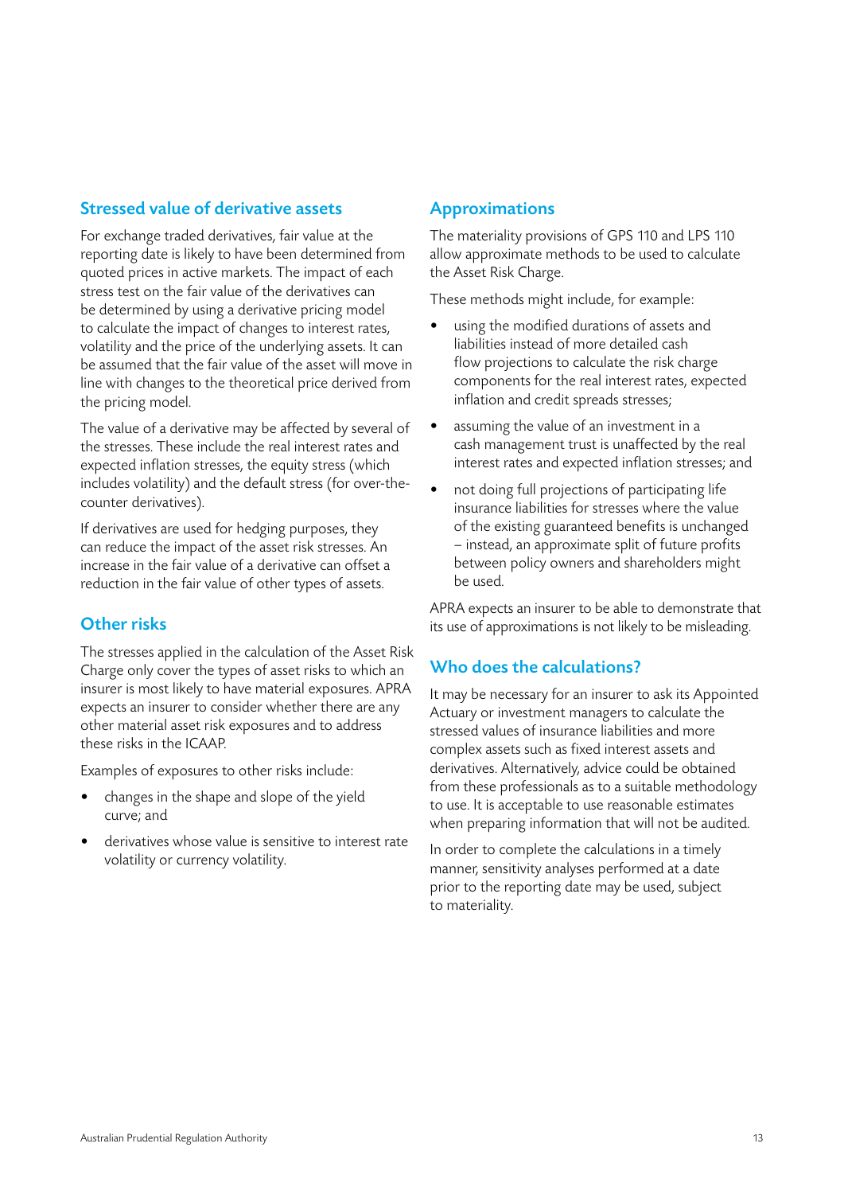## Stressed value of derivative assets

For exchange traded derivatives, fair value at the reporting date is likely to have been determined from quoted prices in active markets. The impact of each stress test on the fair value of the derivatives can be determined by using a derivative pricing model to calculate the impact of changes to interest rates, volatility and the price of the underlying assets. It can be assumed that the fair value of the asset will move in line with changes to the theoretical price derived from the pricing model.

The value of a derivative may be affected by several of the stresses. These include the real interest rates and expected inflation stresses, the equity stress (which includes volatility) and the default stress (for over-the-counter derivatives).

If derivatives are used for hedging purposes, they can reduce the impact of the asset risk stresses. An increase in the fair value of a derivative can offset a reduction in the fair value of other types of assets.

## Other risks

The stresses applied in the calculation of the Asset Risk Charge only cover the types of asset risks to which an insurer is most likely to have material exposures. APRA expects an insurer to consider whether there are any other material asset risk exposures and to address these risks in the ICAAP.

Examples of exposures to other risks include:

- changes in the shape and slope of the yield curve; and
- derivatives whose value is sensitive to interest rate volatility or currency volatility.

## Approximations

The materiality provisions of GPS 110 and LPS 110 allow approximate methods to be used to calculate the Asset Risk Charge.

These methods might include, for example:

- using the modified durations of assets and liabilities instead of more detailed cash flow projections to calculate the risk charge components for the real interest rates, expected inflation and credit spreads stresses;
- assuming the value of an investment in a cash management trust is unaffected by the real interest rates and expected inflation stresses; and
- not doing full projections of participating life insurance liabilities for stresses where the value of the existing guaranteed benefits is unchanged – instead, an approximate split of future profits between policy owners and shareholders might be used.

APRA expects an insurer to be able to demonstrate that its use of approximations is not likely to be misleading.

## Who does the calculations?

It may be necessary for an insurer to ask its Appointed Actuary or investment managers to calculate the stressed values of insurance liabilities and more complex assets such as fixed interest assets and derivatives. Alternatively, advice could be obtained from these professionals as to a suitable methodology to use. It is acceptable to use reasonable estimates when preparing information that will not be audited.

In order to complete the calculations in a timely manner, sensitivity analyses performed at a date prior to the reporting date may be used, subject to materiality.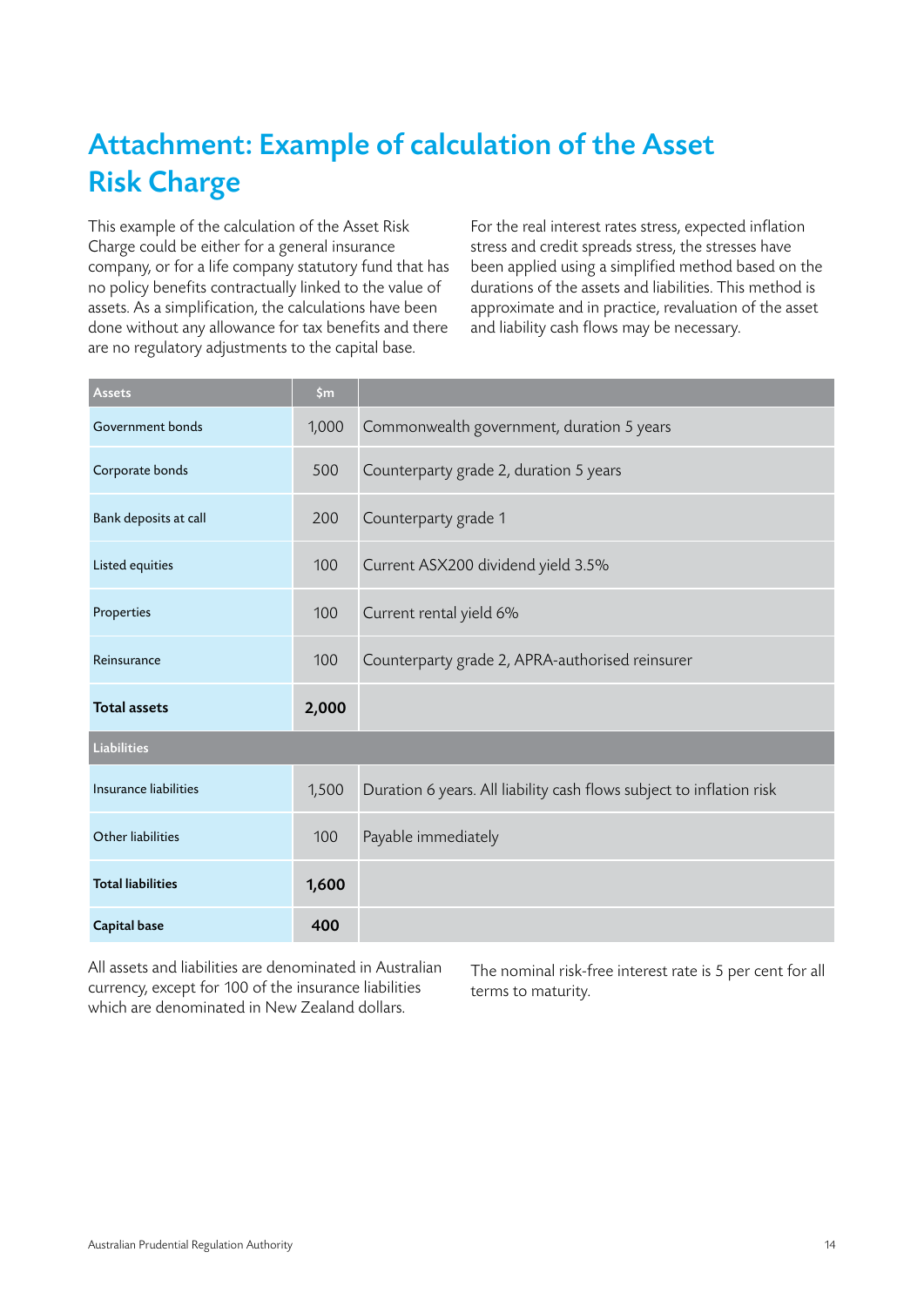# Attachment: Example of calculation of the Asset Risk Charge

This example of the calculation of the Asset Risk Charge could be either for a general insurance company, or for a life company statutory fund that has no policy benefits contractually linked to the value of assets. As a simplification, the calculations have been done without any allowance for tax benefits and there are no regulatory adjustments to the capital base.

For the real interest rates stress, expected inflation stress and credit spreads stress, the stresses have been applied using a simplified method based on the durations of the assets and liabilities. This method is approximate and in practice, revaluation of the asset and liability cash flows may be necessary.

| Assets | $m | |
|---|---|---|
| Government bonds | 1,000 | Commonwealth government, duration 5 years |
| Corporate bonds | 500 | Counterparty grade 2, duration 5 years |
| Bank deposits at call | 200 | Counterparty grade 1 |
| Listed equities | 100 | Current ASX200 dividend yield 3.5% |
| Properties | 100 | Current rental yield 6% |
| Reinsurance | 100 | Counterparty grade 2, APRA-authorised reinsurer |
| **Total assets** | **2,000** | |
| **Liabilities** | | |
| Insurance liabilities | 1,500 | Duration 6 years. All liability cash flows subject to inflation risk |
| Other liabilities | 100 | Payable immediately |
| **Total liabilities** | **1,600** | |
| **Capital base** | **400** | |

All assets and liabilities are denominated in Australian currency, except for 100 of the insurance liabilities which are denominated in New Zealand dollars.

The nominal risk-free interest rate is 5 per cent for all terms to maturity.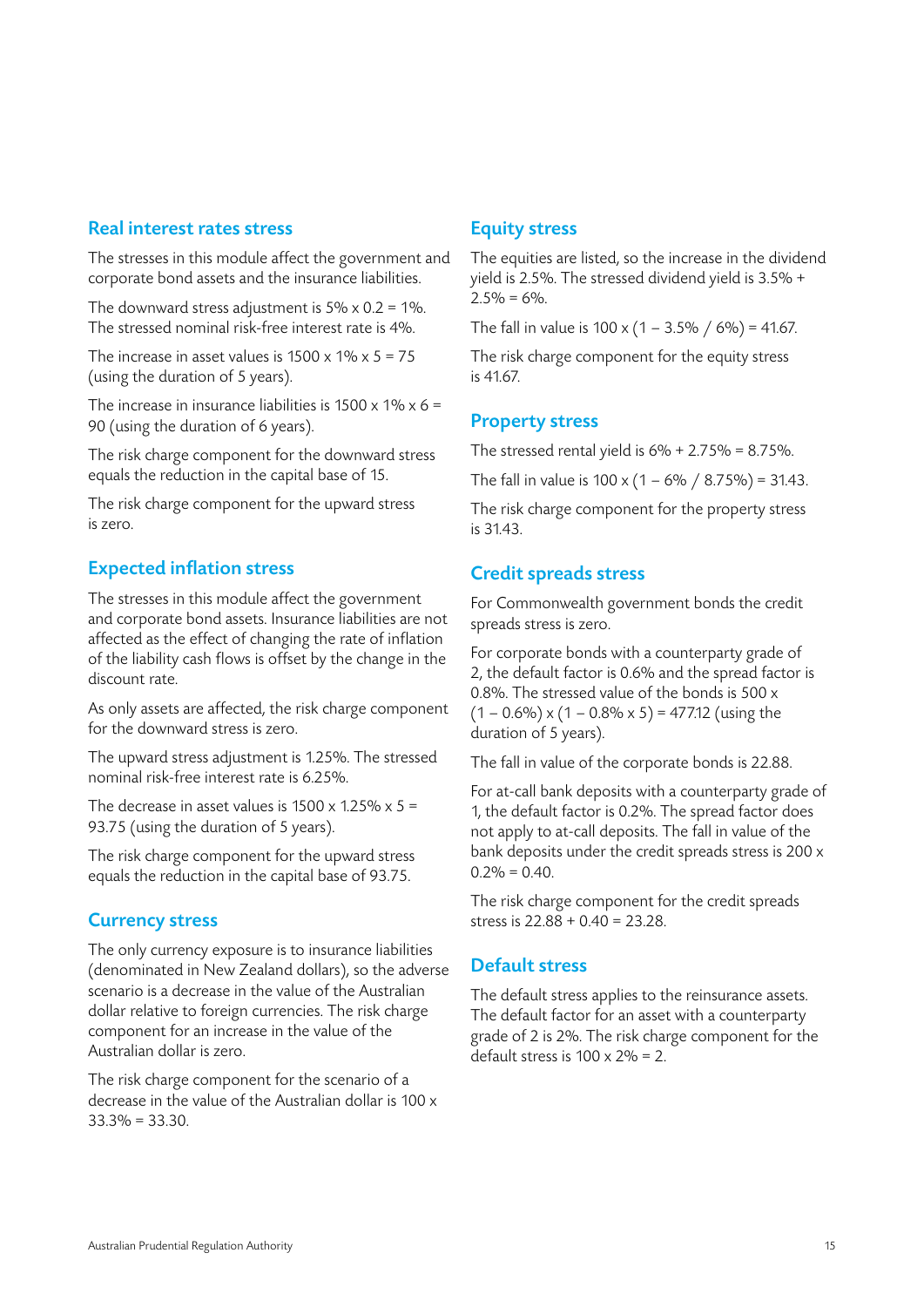## Real interest rates stress

The stresses in this module affect the government and corporate bond assets and the insurance liabilities.

The downward stress adjustment is 5% x 0.2 = 1%. The stressed nominal risk-free interest rate is 4%.

The increase in asset values is 1500 x 1% x 5 = 75 (using the duration of 5 years).

The increase in insurance liabilities is 1500 x 1% x 6 = 90 (using the duration of 6 years).

The risk charge component for the downward stress equals the reduction in the capital base of 15.

The risk charge component for the upward stress is zero.

## Expected inflation stress

The stresses in this module affect the government and corporate bond assets. Insurance liabilities are not affected as the effect of changing the rate of inflation of the liability cash flows is offset by the change in the discount rate.

As only assets are affected, the risk charge component for the downward stress is zero.

The upward stress adjustment is 1.25%. The stressed nominal risk-free interest rate is 6.25%.

The decrease in asset values is 1500 x 1.25% x 5 = 93.75 (using the duration of 5 years).

The risk charge component for the upward stress equals the reduction in the capital base of 93.75.

## Currency stress

The only currency exposure is to insurance liabilities (denominated in New Zealand dollars), so the adverse scenario is a decrease in the value of the Australian dollar relative to foreign currencies. The risk charge component for an increase in the value of the Australian dollar is zero.

The risk charge component for the scenario of a decrease in the value of the Australian dollar is 100 x 33.3% = 33.30.

## Equity stress

The equities are listed, so the increase in the dividend yield is 2.5%. The stressed dividend yield is 3.5% + 2.5% = 6%.

The fall in value is 100 x (1 – 3.5% / 6%) = 41.67.

The risk charge component for the equity stress is 41.67.

## Property stress

The stressed rental yield is 6% + 2.75% = 8.75%.

The fall in value is 100 x (1 – 6% / 8.75%) = 31.43.

The risk charge component for the property stress is 31.43.

## Credit spreads stress

For Commonwealth government bonds the credit spreads stress is zero.

For corporate bonds with a counterparty grade of 2, the default factor is 0.6% and the spread factor is 0.8%. The stressed value of the bonds is 500 x (1 – 0.6%) x (1 – 0.8% x 5) = 477.12 (using the duration of 5 years).

The fall in value of the corporate bonds is 22.88.

For at-call bank deposits with a counterparty grade of 1, the default factor is 0.2%. The spread factor does not apply to at-call deposits. The fall in value of the bank deposits under the credit spreads stress is 200 x 0.2% = 0.40.

The risk charge component for the credit spreads stress is 22.88 + 0.40 = 23.28.

## Default stress

The default stress applies to the reinsurance assets. The default factor for an asset with a counterparty grade of 2 is 2%. The risk charge component for the default stress is 100 x 2% = 2.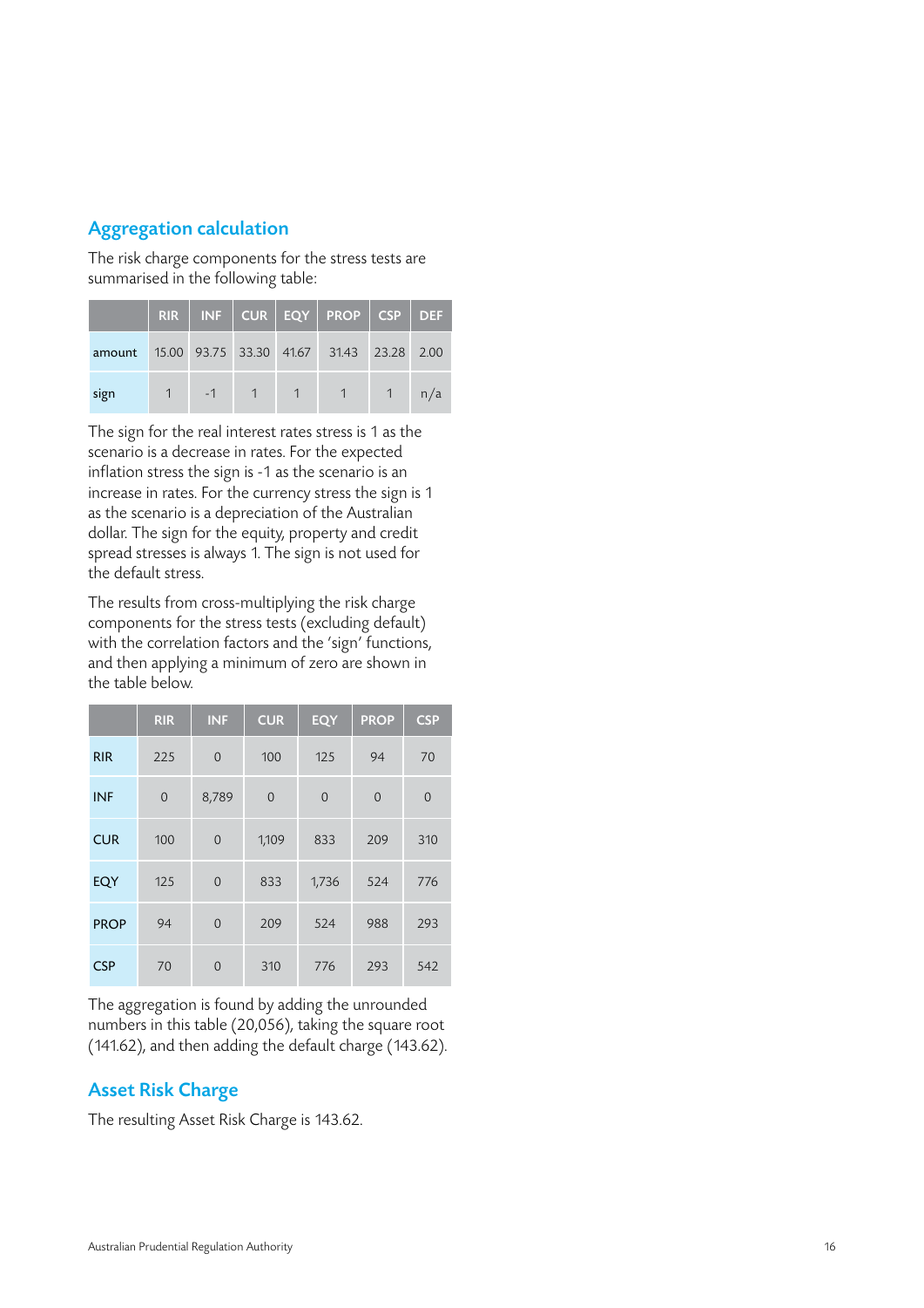## Aggregation calculation

The risk charge components for the stress tests are summarised in the following table:

| | RIR | INF | CUR | EQY | PROP | CSP | DEF |
|---|---|---|---|---|---|---|---|
| amount | 15.00 | 93.75 | 33.30 | 41.67 | 31.43 | 23.28 | 2.00 |
| sign | 1 | -1 | 1 | 1 | 1 | 1 | n/a |

The sign for the real interest rates stress is 1 as the scenario is a decrease in rates. For the expected inflation stress the sign is -1 as the scenario is an increase in rates. For the currency stress the sign is 1 as the scenario is a depreciation of the Australian dollar. The sign for the equity, property and credit spread stresses is always 1. The sign is not used for the default stress.

The results from cross-multiplying the risk charge components for the stress tests (excluding default) with the correlation factors and the 'sign' functions, and then applying a minimum of zero are shown in the table below.

| | RIR | INF | CUR | EQY | PROP | CSP |
|---|---|---|---|---|---|---|
| RIR | 225 | 0 | 100 | 125 | 94 | 70 |
| INF | 0 | 8,789 | 0 | 0 | 0 | 0 |
| CUR | 100 | 0 | 1,109 | 833 | 209 | 310 |
| EQY | 125 | 0 | 833 | 1,736 | 524 | 776 |
| PROP | 94 | 0 | 209 | 524 | 988 | 293 |
| CSP | 70 | 0 | 310 | 776 | 293 | 542 |

The aggregation is found by adding the unrounded numbers in this table (20,056), taking the square root (141.62), and then adding the default charge (143.62).

## Asset Risk Charge

The resulting Asset Risk Charge is 143.62.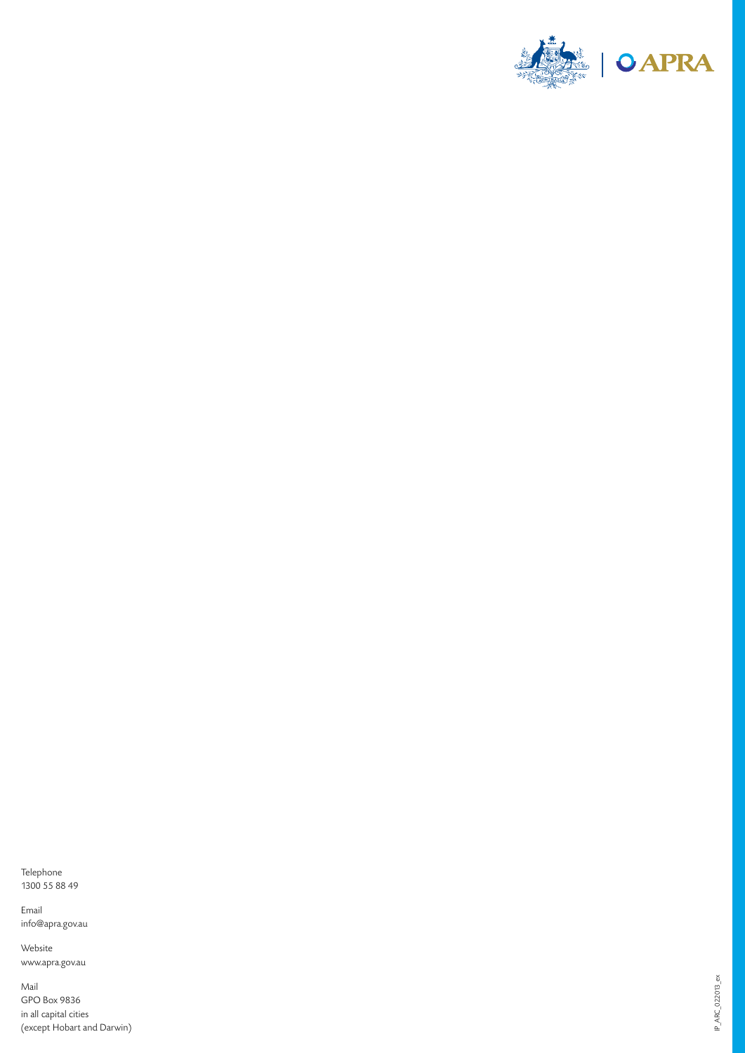Telephone
1300 55 88 49

Email
info@apra.gov.au

Website
www.apra.gov.au

Mail
GPO Box 9836
in all capital cities
(except Hobart and Darwin)

IP_ARC_022013_ex